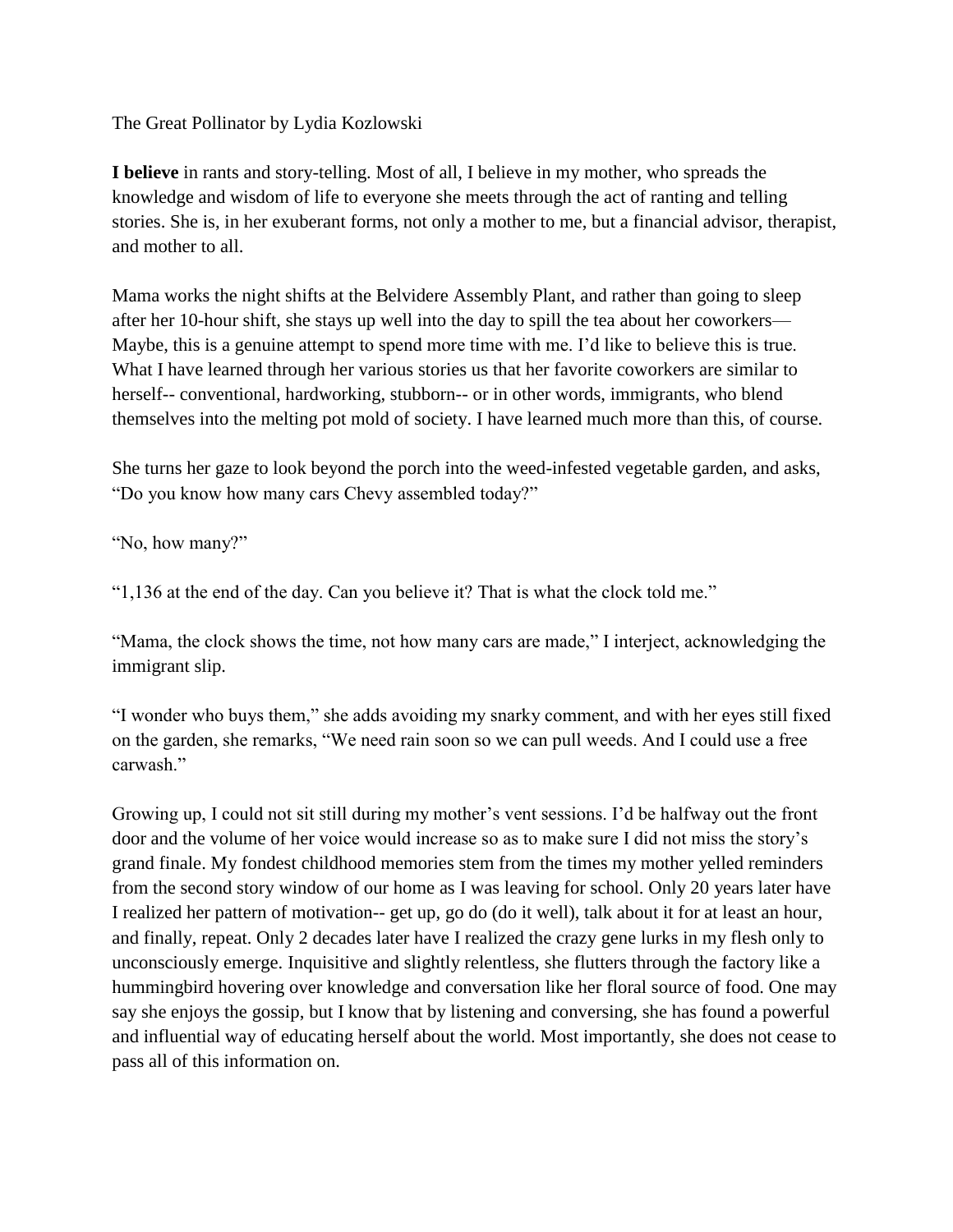The Great Pollinator by Lydia Kozlowski

**I believe** in rants and story-telling. Most of all, I believe in my mother, who spreads the knowledge and wisdom of life to everyone she meets through the act of ranting and telling stories. She is, in her exuberant forms, not only a mother to me, but a financial advisor, therapist, and mother to all.

Mama works the night shifts at the Belvidere Assembly Plant, and rather than going to sleep after her 10-hour shift, she stays up well into the day to spill the tea about her coworkers—Maybe, this is a genuine attempt to spend more time with me. I'd like to believe this is true. What I have learned through her various stories us that her favorite coworkers are similar to herself-- conventional, hardworking, stubborn-- or in other words, immigrants, who blend themselves into the melting pot mold of society. I have learned much more than this, of course.

She turns her gaze to look beyond the porch into the weed-infested vegetable garden, and asks, "Do you know how many cars Chevy assembled today?"

"No, how many?"

"1,136 at the end of the day. Can you believe it? That is what the clock told me."

"Mama, the clock shows the time, not how many cars are made," I interject, acknowledging the immigrant slip.

"I wonder who buys them," she adds avoiding my snarky comment, and with her eyes still fixed on the garden, she remarks, "We need rain soon so we can pull weeds. And I could use a free carwash."

Growing up, I could not sit still during my mother's vent sessions. I'd be halfway out the front door and the volume of her voice would increase so as to make sure I did not miss the story's grand finale. My fondest childhood memories stem from the times my mother yelled reminders from the second story window of our home as I was leaving for school. Only 20 years later have I realized her pattern of motivation-- get up, go do (do it well), talk about it for at least an hour, and finally, repeat. Only 2 decades later have I realized the crazy gene lurks in my flesh only to unconsciously emerge. Inquisitive and slightly relentless, she flutters through the factory like a hummingbird hovering over knowledge and conversation like her floral source of food. One may say she enjoys the gossip, but I know that by listening and conversing, she has found a powerful and influential way of educating herself about the world. Most importantly, she does not cease to pass all of this information on.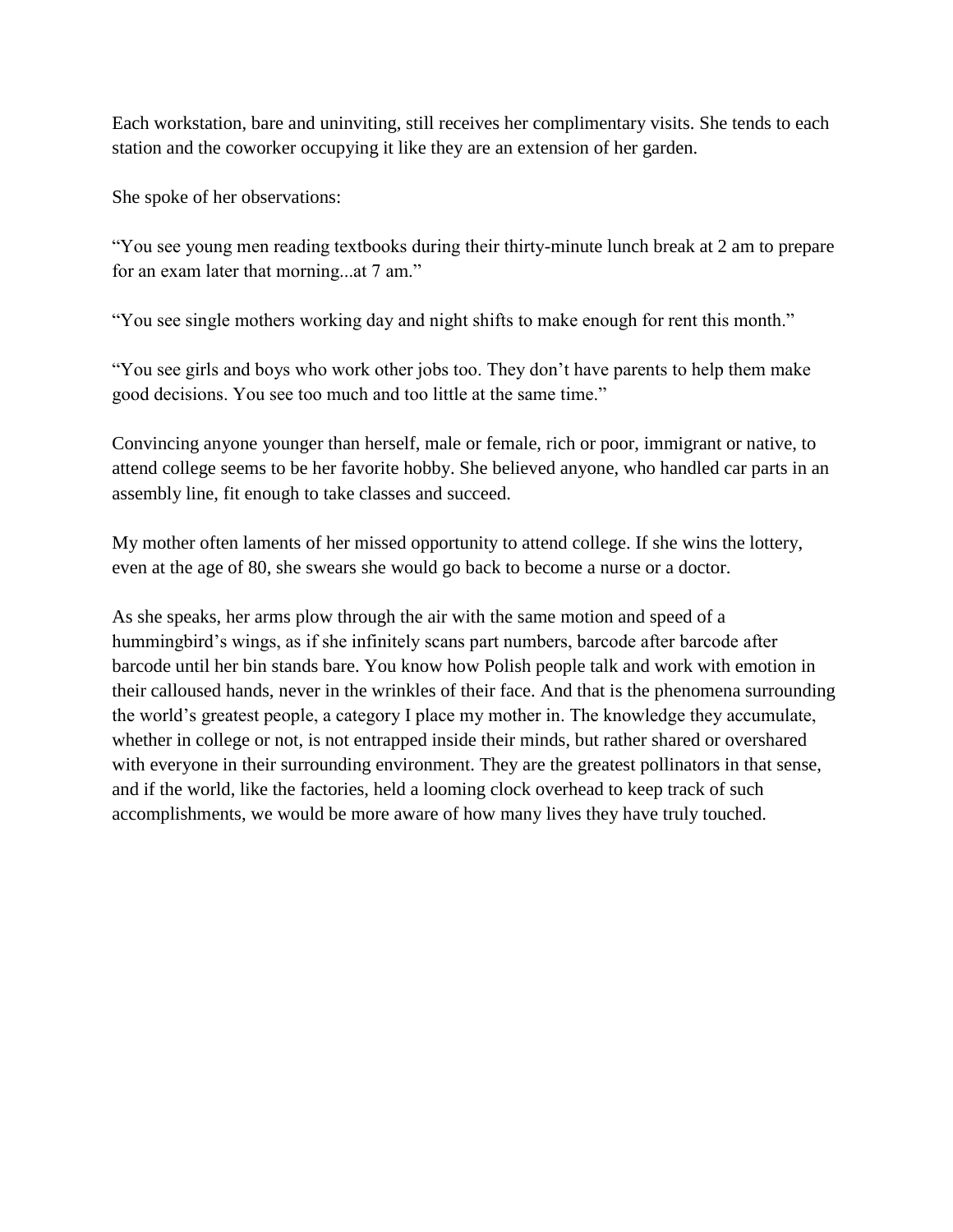Each workstation, bare and uninviting, still receives her complimentary visits. She tends to each station and the coworker occupying it like they are an extension of her garden.

She spoke of her observations:

"You see young men reading textbooks during their thirty-minute lunch break at 2 am to prepare for an exam later that morning...at 7 am."

"You see single mothers working day and night shifts to make enough for rent this month."

"You see girls and boys who work other jobs too. They don't have parents to help them make good decisions. You see too much and too little at the same time."

Convincing anyone younger than herself, male or female, rich or poor, immigrant or native, to attend college seems to be her favorite hobby. She believed anyone, who handled car parts in an assembly line, fit enough to take classes and succeed.

My mother often laments of her missed opportunity to attend college. If she wins the lottery, even at the age of 80, she swears she would go back to become a nurse or a doctor.

As she speaks, her arms plow through the air with the same motion and speed of a hummingbird's wings, as if she infinitely scans part numbers, barcode after barcode after barcode until her bin stands bare. You know how Polish people talk and work with emotion in their calloused hands, never in the wrinkles of their face. And that is the phenomena surrounding the world's greatest people, a category I place my mother in. The knowledge they accumulate, whether in college or not, is not entrapped inside their minds, but rather shared or overshared with everyone in their surrounding environment. They are the greatest pollinators in that sense, and if the world, like the factories, held a looming clock overhead to keep track of such accomplishments, we would be more aware of how many lives they have truly touched.